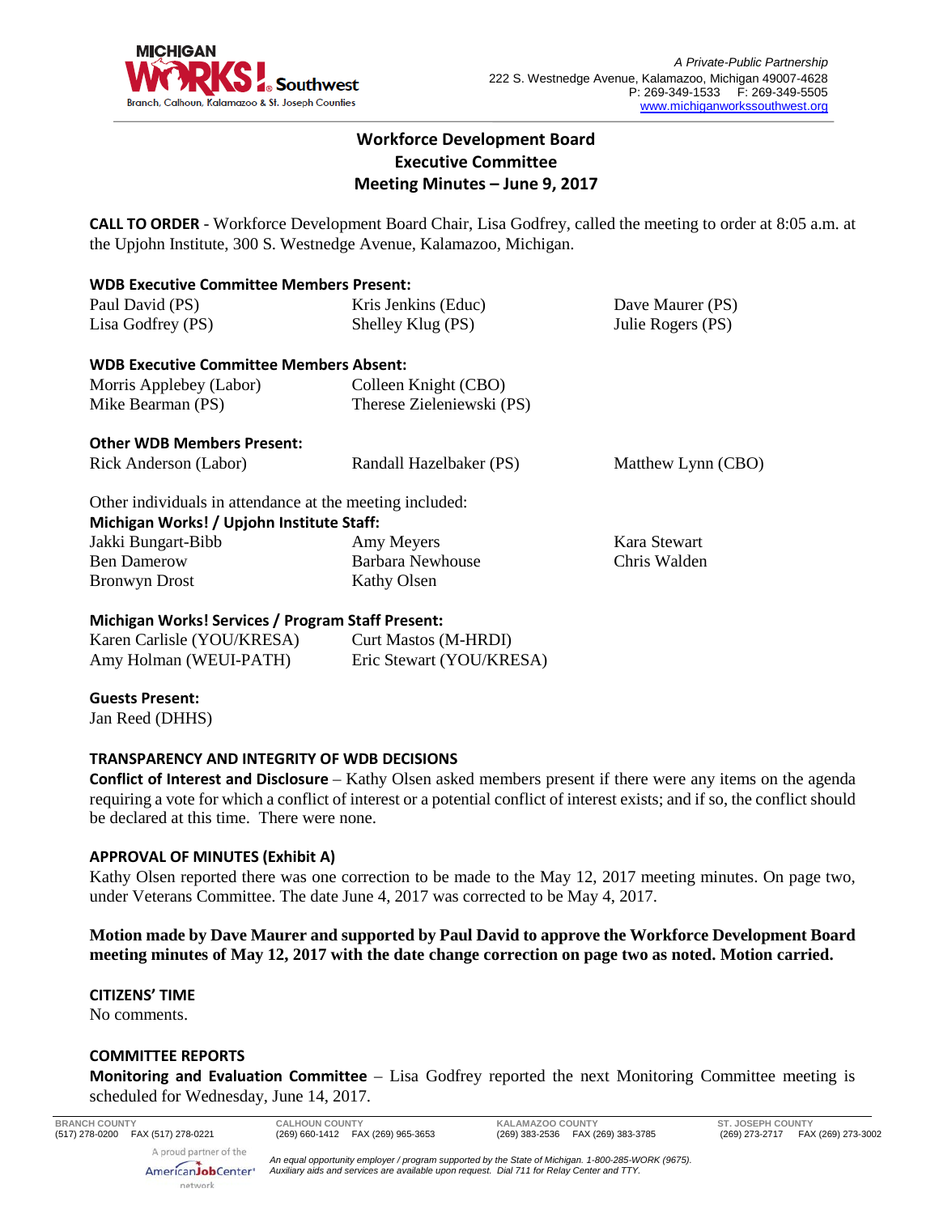A Private-Public Partnership
222 S. Westnedge Avenue, Kalamazoo, Michigan 49007-4628
P: 269-349-1533 F: 269-349-5505
www.michiganworkssouthwest.org

# Workforce Development Board
# Executive Committee
# Meeting Minutes – June 9, 2017

**CALL TO ORDER** - Workforce Development Board Chair, Lisa Godfrey, called the meeting to order at 8:05 a.m. at the Upjohn Institute, 300 S. Westnedge Avenue, Kalamazoo, Michigan.

**WDB Executive Committee Members Present:**

| | | |
|---|---|---|
| Paul David (PS) | Kris Jenkins (Educ) | Dave Maurer (PS) |
| Lisa Godfrey (PS) | Shelley Klug (PS) | Julie Rogers (PS) |

**WDB Executive Committee Members Absent:**

| | |
|---|---|
| Morris Applebey (Labor) | Colleen Knight (CBO) |
| Mike Bearman (PS) | Therese Zieleniewski (PS) |

**Other WDB Members Present:**

| | | |
|---|---|---|
| Rick Anderson (Labor) | Randall Hazelbaker (PS) | Matthew Lynn (CBO) |

Other individuals in attendance at the meeting included:

**Michigan Works! / Upjohn Institute Staff:**

| | | |
|---|---|---|
| Jakki Bungart-Bibb | Amy Meyers | Kara Stewart |
| Ben Damerow | Barbara Newhouse | Chris Walden |
| Bronwyn Drost | Kathy Olsen | |

**Michigan Works! Services / Program Staff Present:**

| | |
|---|---|
| Karen Carlisle (YOU/KRESA) | Curt Mastos (M-HRDI) |
| Amy Holman (WEUI-PATH) | Eric Stewart (YOU/KRESA) |

**Guests Present:**
Jan Reed (DHHS)

**TRANSPARENCY AND INTEGRITY OF WDB DECISIONS**

**Conflict of Interest and Disclosure** – Kathy Olsen asked members present if there were any items on the agenda requiring a vote for which a conflict of interest or a potential conflict of interest exists; and if so, the conflict should be declared at this time. There were none.

**APPROVAL OF MINUTES (Exhibit A)**

Kathy Olsen reported there was one correction to be made to the May 12, 2017 meeting minutes. On page two, under Veterans Committee. The date June 4, 2017 was corrected to be May 4, 2017.

**Motion made by Dave Maurer and supported by Paul David to approve the Workforce Development Board meeting minutes of May 12, 2017 with the date change correction on page two as noted. Motion carried.**

**CITIZENS' TIME**
No comments.

**COMMITTEE REPORTS**

**Monitoring and Evaluation Committee** – Lisa Godfrey reported the next Monitoring Committee meeting is scheduled for Wednesday, June 14, 2017.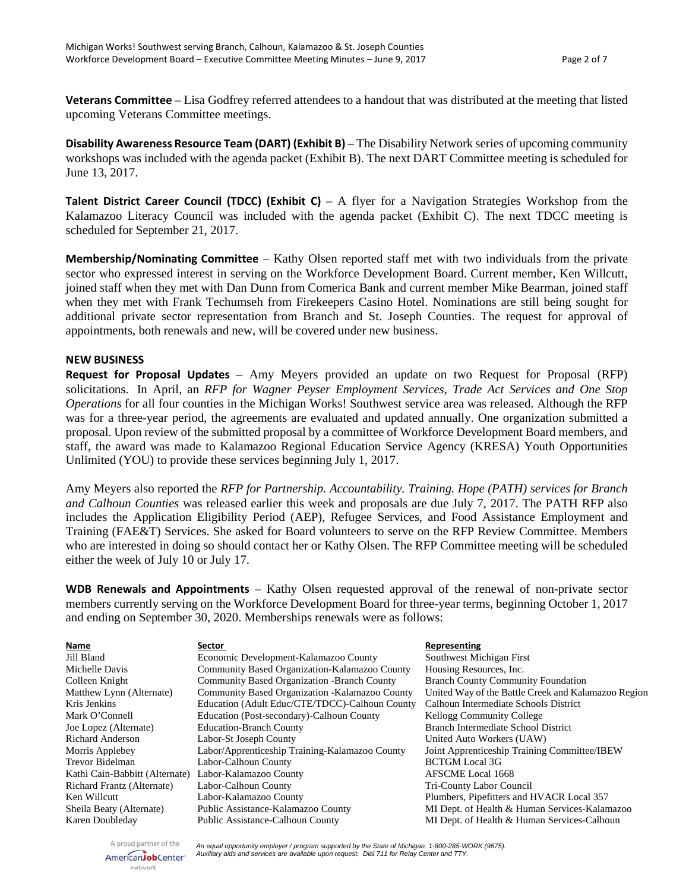**Veterans Committee** – Lisa Godfrey referred attendees to a handout that was distributed at the meeting that listed upcoming Veterans Committee meetings.

**Disability Awareness Resource Team (DART) (Exhibit B)** – The Disability Network series of upcoming community workshops was included with the agenda packet (Exhibit B). The next DART Committee meeting is scheduled for June 13, 2017.

**Talent District Career Council (TDCC) (Exhibit C)** – A flyer for a Navigation Strategies Workshop from the Kalamazoo Literacy Council was included with the agenda packet (Exhibit C). The next TDCC meeting is scheduled for September 21, 2017.

**Membership/Nominating Committee** – Kathy Olsen reported staff met with two individuals from the private sector who expressed interest in serving on the Workforce Development Board. Current member, Ken Willcutt, joined staff when they met with Dan Dunn from Comerica Bank and current member Mike Bearman, joined staff when they met with Frank Techumseh from Firekeepers Casino Hotel. Nominations are still being sought for additional private sector representation from Branch and St. Joseph Counties. The request for approval of appointments, both renewals and new, will be covered under new business.

**NEW BUSINESS**

**Request for Proposal Updates** – Amy Meyers provided an update on two Request for Proposal (RFP) solicitations. In April, an *RFP for Wagner Peyser Employment Services, Trade Act Services and One Stop Operations* for all four counties in the Michigan Works! Southwest service area was released. Although the RFP was for a three-year period, the agreements are evaluated and updated annually. One organization submitted a proposal. Upon review of the submitted proposal by a committee of Workforce Development Board members, and staff, the award was made to Kalamazoo Regional Education Service Agency (KRESA) Youth Opportunities Unlimited (YOU) to provide these services beginning July 1, 2017.

Amy Meyers also reported the *RFP for Partnership. Accountability. Training. Hope (PATH) services for Branch and Calhoun Counties* was released earlier this week and proposals are due July 7, 2017. The PATH RFP also includes the Application Eligibility Period (AEP), Refugee Services, and Food Assistance Employment and Training (FAE&T) Services. She asked for Board volunteers to serve on the RFP Review Committee. Members who are interested in doing so should contact her or Kathy Olsen. The RFP Committee meeting will be scheduled either the week of July 10 or July 17.

**WDB Renewals and Appointments** – Kathy Olsen requested approval of the renewal of non-private sector members currently serving on the Workforce Development Board for three-year terms, beginning October 1, 2017 and ending on September 30, 2020. Memberships renewals were as follows:

| Name | Sector | Representing |
|---|---|---|
| Jill Bland | Economic Development-Kalamazoo County | Southwest Michigan First |
| Michelle Davis | Community Based Organization-Kalamazoo County | Housing Resources, Inc. |
| Colleen Knight | Community Based Organization -Branch County | Branch County Community Foundation |
| Matthew Lynn (Alternate) | Community Based Organization -Kalamazoo County | United Way of the Battle Creek and Kalamazoo Region |
| Kris Jenkins | Education (Adult Educ/CTE/TDCC)-Calhoun County | Calhoun Intermediate Schools District |
| Mark O'Connell | Education (Post-secondary)-Calhoun County | Kellogg Community College |
| Joe Lopez (Alternate) | Education-Branch County | Branch Intermediate School District |
| Richard Anderson | Labor-St Joseph County | United Auto Workers (UAW) |
| Morris Applebey | Labor/Apprenticeship Training-Kalamazoo County | Joint Apprenticeship Training Committee/IBEW |
| Trevor Bidelman | Labor-Calhoun County | BCTGM Local 3G |
| Kathi Cain-Babbitt (Alternate) | Labor-Kalamazoo County | AFSCME Local 1668 |
| Richard Frantz (Alternate) | Labor-Calhoun County | Tri-County Labor Council |
| Ken Willcutt | Labor-Kalamazoo County | Plumbers, Pipefitters and HVACR Local 357 |
| Sheila Beaty (Alternate) | Public Assistance-Kalamazoo County | MI Dept. of Health & Human Services-Kalamazoo |
| Karen Doubleday | Public Assistance-Calhoun County | MI Dept. of Health & Human Services-Calhoun |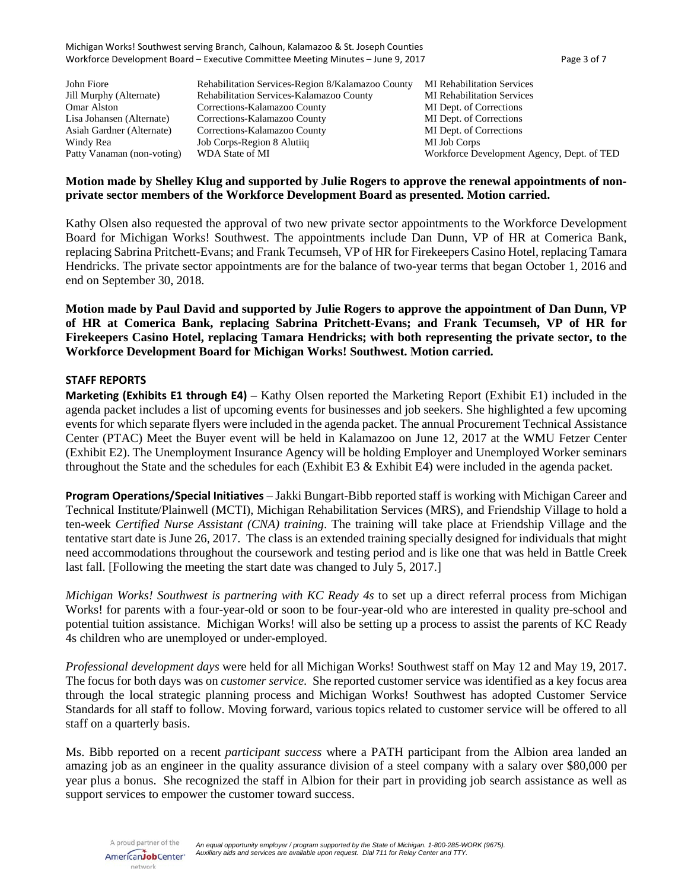| | | |
|---|---|---|
| John Fiore | Rehabilitation Services-Region 8/Kalamazoo County | MI Rehabilitation Services |
| Jill Murphy (Alternate) | Rehabilitation Services-Kalamazoo County | MI Rehabilitation Services |
| Omar Alston | Corrections-Kalamazoo County | MI Dept. of Corrections |
| Lisa Johansen (Alternate) | Corrections-Kalamazoo County | MI Dept. of Corrections |
| Asiah Gardner (Alternate) | Corrections-Kalamazoo County | MI Dept. of Corrections |
| Windy Rea | Job Corps-Region 8 Alutiiq | MI Job Corps |
| Patty Vanaman (non-voting) | WDA State of MI | Workforce Development Agency, Dept. of TED |

**Motion made by Shelley Klug and supported by Julie Rogers to approve the renewal appointments of non-private sector members of the Workforce Development Board as presented. Motion carried.**

Kathy Olsen also requested the approval of two new private sector appointments to the Workforce Development Board for Michigan Works! Southwest. The appointments include Dan Dunn, VP of HR at Comerica Bank, replacing Sabrina Pritchett-Evans; and Frank Tecumseh, VP of HR for Firekeepers Casino Hotel, replacing Tamara Hendricks. The private sector appointments are for the balance of two-year terms that began October 1, 2016 and end on September 30, 2018.

**Motion made by Paul David and supported by Julie Rogers to approve the appointment of Dan Dunn, VP of HR at Comerica Bank, replacing Sabrina Pritchett-Evans; and Frank Tecumseh, VP of HR for Firekeepers Casino Hotel, replacing Tamara Hendricks; with both representing the private sector, to the Workforce Development Board for Michigan Works! Southwest. Motion carried.**

## STAFF REPORTS

**Marketing (Exhibits E1 through E4)** – Kathy Olsen reported the Marketing Report (Exhibit E1) included in the agenda packet includes a list of upcoming events for businesses and job seekers. She highlighted a few upcoming events for which separate flyers were included in the agenda packet. The annual Procurement Technical Assistance Center (PTAC) Meet the Buyer event will be held in Kalamazoo on June 12, 2017 at the WMU Fetzer Center (Exhibit E2). The Unemployment Insurance Agency will be holding Employer and Unemployed Worker seminars throughout the State and the schedules for each (Exhibit E3 & Exhibit E4) were included in the agenda packet.

**Program Operations/Special Initiatives** – Jakki Bungart-Bibb reported staff is working with Michigan Career and Technical Institute/Plainwell (MCTI), Michigan Rehabilitation Services (MRS), and Friendship Village to hold a ten-week *Certified Nurse Assistant (CNA) training*. The training will take place at Friendship Village and the tentative start date is June 26, 2017. The class is an extended training specially designed for individuals that might need accommodations throughout the coursework and testing period and is like one that was held in Battle Creek last fall. [Following the meeting the start date was changed to July 5, 2017.]

*Michigan Works! Southwest is partnering with KC Ready 4s* to set up a direct referral process from Michigan Works! for parents with a four-year-old or soon to be four-year-old who are interested in quality pre-school and potential tuition assistance. Michigan Works! will also be setting up a process to assist the parents of KC Ready 4s children who are unemployed or under-employed.

*Professional development days* were held for all Michigan Works! Southwest staff on May 12 and May 19, 2017. The focus for both days was on *customer service*. She reported customer service was identified as a key focus area through the local strategic planning process and Michigan Works! Southwest has adopted Customer Service Standards for all staff to follow. Moving forward, various topics related to customer service will be offered to all staff on a quarterly basis.

Ms. Bibb reported on a recent *participant success* where a PATH participant from the Albion area landed an amazing job as an engineer in the quality assurance division of a steel company with a salary over $80,000 per year plus a bonus. She recognized the staff in Albion for their part in providing job search assistance as well as support services to empower the customer toward success.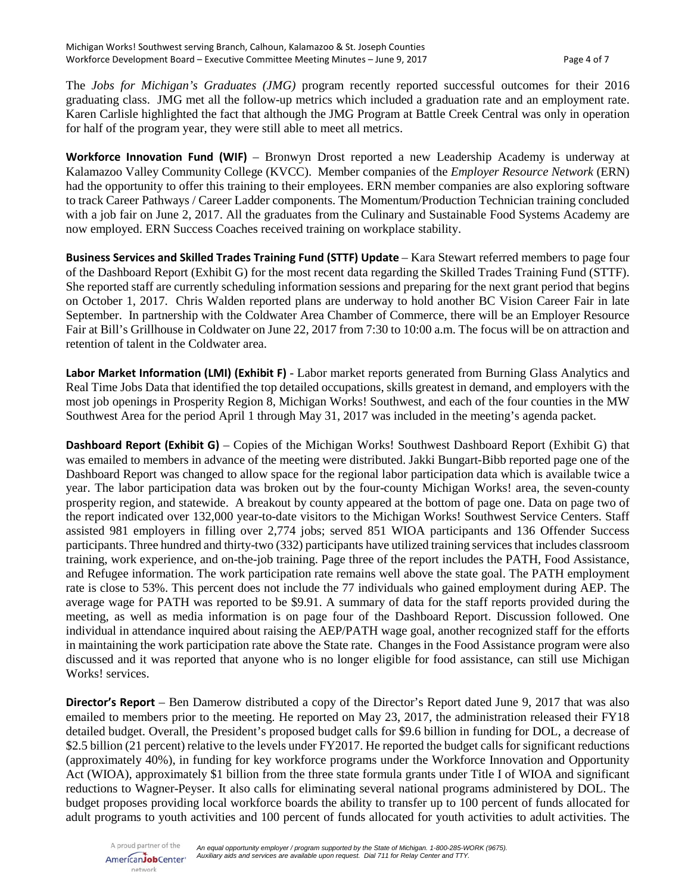The *Jobs for Michigan's Graduates (JMG)* program recently reported successful outcomes for their 2016 graduating class. JMG met all the follow-up metrics which included a graduation rate and an employment rate. Karen Carlisle highlighted the fact that although the JMG Program at Battle Creek Central was only in operation for half of the program year, they were still able to meet all metrics.

**Workforce Innovation Fund (WIF)** – Bronwyn Drost reported a new Leadership Academy is underway at Kalamazoo Valley Community College (KVCC). Member companies of the *Employer Resource Network* (ERN) had the opportunity to offer this training to their employees. ERN member companies are also exploring software to track Career Pathways / Career Ladder components. The Momentum/Production Technician training concluded with a job fair on June 2, 2017. All the graduates from the Culinary and Sustainable Food Systems Academy are now employed. ERN Success Coaches received training on workplace stability.

**Business Services and Skilled Trades Training Fund (STTF) Update** – Kara Stewart referred members to page four of the Dashboard Report (Exhibit G) for the most recent data regarding the Skilled Trades Training Fund (STTF). She reported staff are currently scheduling information sessions and preparing for the next grant period that begins on October 1, 2017. Chris Walden reported plans are underway to hold another BC Vision Career Fair in late September. In partnership with the Coldwater Area Chamber of Commerce, there will be an Employer Resource Fair at Bill's Grillhouse in Coldwater on June 22, 2017 from 7:30 to 10:00 a.m. The focus will be on attraction and retention of talent in the Coldwater area.

**Labor Market Information (LMI) (Exhibit F)** - Labor market reports generated from Burning Glass Analytics and Real Time Jobs Data that identified the top detailed occupations, skills greatest in demand, and employers with the most job openings in Prosperity Region 8, Michigan Works! Southwest, and each of the four counties in the MW Southwest Area for the period April 1 through May 31, 2017 was included in the meeting's agenda packet.

**Dashboard Report (Exhibit G)** – Copies of the Michigan Works! Southwest Dashboard Report (Exhibit G) that was emailed to members in advance of the meeting were distributed. Jakki Bungart-Bibb reported page one of the Dashboard Report was changed to allow space for the regional labor participation data which is available twice a year. The labor participation data was broken out by the four-county Michigan Works! area, the seven-county prosperity region, and statewide. A breakout by county appeared at the bottom of page one. Data on page two of the report indicated over 132,000 year-to-date visitors to the Michigan Works! Southwest Service Centers. Staff assisted 981 employers in filling over 2,774 jobs; served 851 WIOA participants and 136 Offender Success participants. Three hundred and thirty-two (332) participants have utilized training services that includes classroom training, work experience, and on-the-job training. Page three of the report includes the PATH, Food Assistance, and Refugee information. The work participation rate remains well above the state goal. The PATH employment rate is close to 53%. This percent does not include the 77 individuals who gained employment during AEP. The average wage for PATH was reported to be $9.91. A summary of data for the staff reports provided during the meeting, as well as media information is on page four of the Dashboard Report. Discussion followed. One individual in attendance inquired about raising the AEP/PATH wage goal, another recognized staff for the efforts in maintaining the work participation rate above the State rate. Changes in the Food Assistance program were also discussed and it was reported that anyone who is no longer eligible for food assistance, can still use Michigan Works! services.

**Director's Report** – Ben Damerow distributed a copy of the Director's Report dated June 9, 2017 that was also emailed to members prior to the meeting. He reported on May 23, 2017, the administration released their FY18 detailed budget. Overall, the President's proposed budget calls for $9.6 billion in funding for DOL, a decrease of $2.5 billion (21 percent) relative to the levels under FY2017. He reported the budget calls for significant reductions (approximately 40%), in funding for key workforce programs under the Workforce Innovation and Opportunity Act (WIOA), approximately $1 billion from the three state formula grants under Title I of WIOA and significant reductions to Wagner-Peyser. It also calls for eliminating several national programs administered by DOL. The budget proposes providing local workforce boards the ability to transfer up to 100 percent of funds allocated for adult programs to youth activities and 100 percent of funds allocated for youth activities to adult activities. The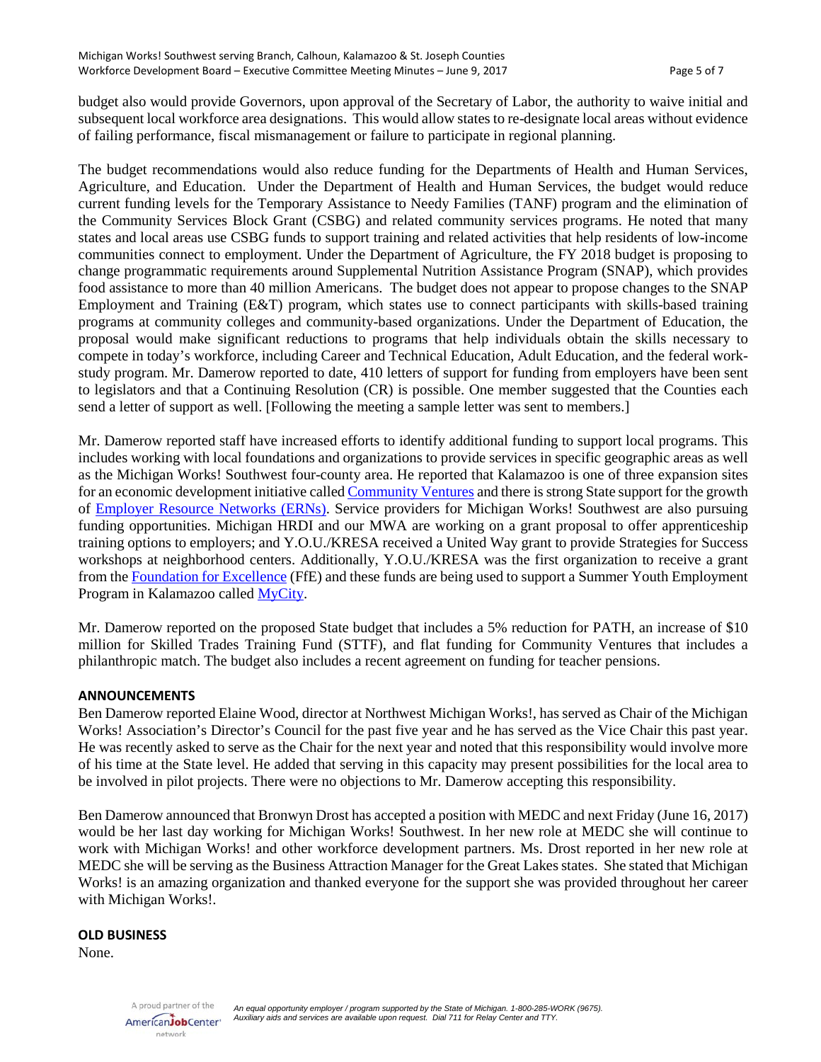budget also would provide Governors, upon approval of the Secretary of Labor, the authority to waive initial and subsequent local workforce area designations. This would allow states to re-designate local areas without evidence of failing performance, fiscal mismanagement or failure to participate in regional planning.

The budget recommendations would also reduce funding for the Departments of Health and Human Services, Agriculture, and Education. Under the Department of Health and Human Services, the budget would reduce current funding levels for the Temporary Assistance to Needy Families (TANF) program and the elimination of the Community Services Block Grant (CSBG) and related community services programs. He noted that many states and local areas use CSBG funds to support training and related activities that help residents of low-income communities connect to employment. Under the Department of Agriculture, the FY 2018 budget is proposing to change programmatic requirements around Supplemental Nutrition Assistance Program (SNAP), which provides food assistance to more than 40 million Americans. The budget does not appear to propose changes to the SNAP Employment and Training (E&T) program, which states use to connect participants with skills-based training programs at community colleges and community-based organizations. Under the Department of Education, the proposal would make significant reductions to programs that help individuals obtain the skills necessary to compete in today's workforce, including Career and Technical Education, Adult Education, and the federal work-study program. Mr. Damerow reported to date, 410 letters of support for funding from employers have been sent to legislators and that a Continuing Resolution (CR) is possible. One member suggested that the Counties each send a letter of support as well. [Following the meeting a sample letter was sent to members.]

Mr. Damerow reported staff have increased efforts to identify additional funding to support local programs. This includes working with local foundations and organizations to provide services in specific geographic areas as well as the Michigan Works! Southwest four-county area. He reported that Kalamazoo is one of three expansion sites for an economic development initiative called Community Ventures and there is strong State support for the growth of Employer Resource Networks (ERNs). Service providers for Michigan Works! Southwest are also pursuing funding opportunities. Michigan HRDI and our MWA are working on a grant proposal to offer apprenticeship training options to employers; and Y.O.U./KRESA received a United Way grant to provide Strategies for Success workshops at neighborhood centers. Additionally, Y.O.U./KRESA was the first organization to receive a grant from the Foundation for Excellence (FfE) and these funds are being used to support a Summer Youth Employment Program in Kalamazoo called MyCity.

Mr. Damerow reported on the proposed State budget that includes a 5% reduction for PATH, an increase of $10 million for Skilled Trades Training Fund (STTF), and flat funding for Community Ventures that includes a philanthropic match. The budget also includes a recent agreement on funding for teacher pensions.

**ANNOUNCEMENTS**

Ben Damerow reported Elaine Wood, director at Northwest Michigan Works!, has served as Chair of the Michigan Works! Association's Director's Council for the past five year and he has served as the Vice Chair this past year. He was recently asked to serve as the Chair for the next year and noted that this responsibility would involve more of his time at the State level. He added that serving in this capacity may present possibilities for the local area to be involved in pilot projects. There were no objections to Mr. Damerow accepting this responsibility.

Ben Damerow announced that Bronwyn Drost has accepted a position with MEDC and next Friday (June 16, 2017) would be her last day working for Michigan Works! Southwest. In her new role at MEDC she will continue to work with Michigan Works! and other workforce development partners. Ms. Drost reported in her new role at MEDC she will be serving as the Business Attraction Manager for the Great Lakes states. She stated that Michigan Works! is an amazing organization and thanked everyone for the support she was provided throughout her career with Michigan Works!.

**OLD BUSINESS**

None.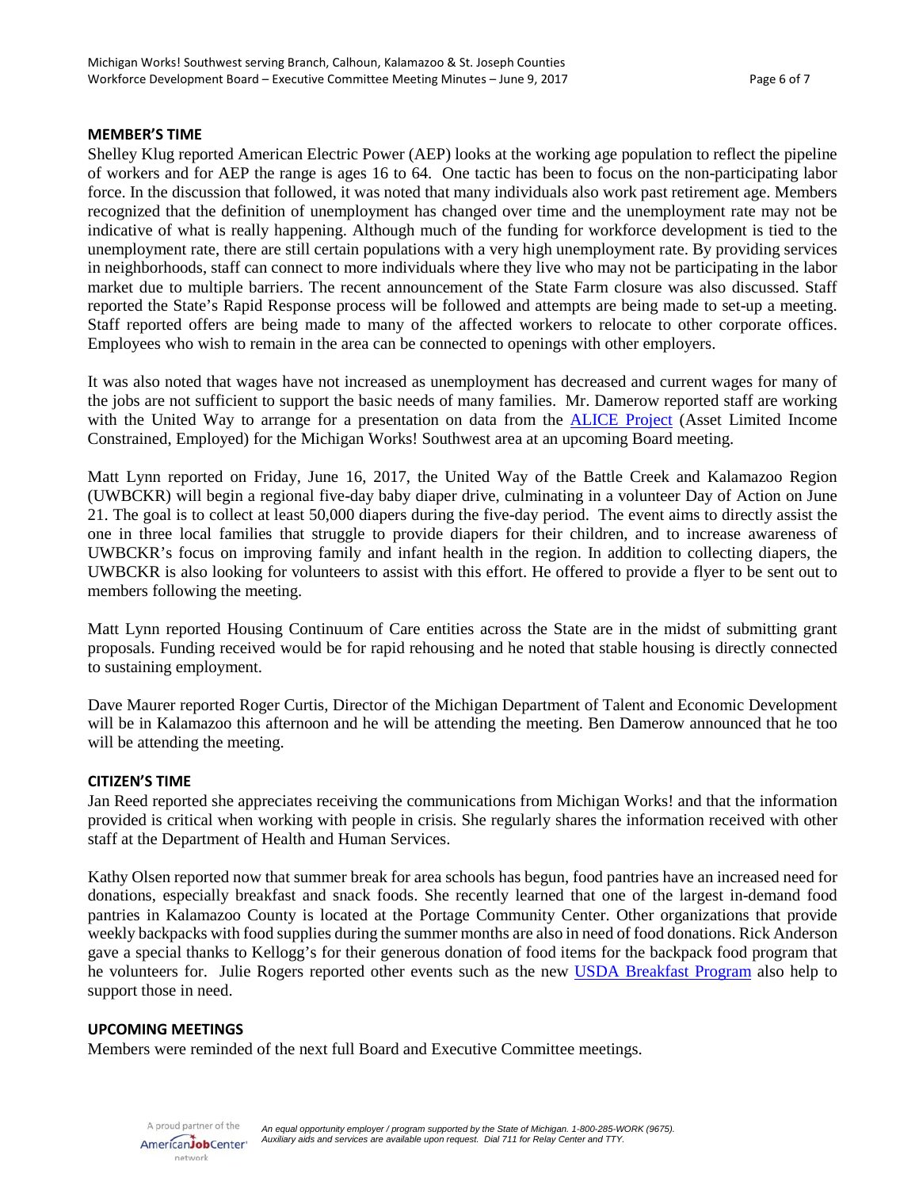## MEMBER'S TIME

Shelley Klug reported American Electric Power (AEP) looks at the working age population to reflect the pipeline of workers and for AEP the range is ages 16 to 64. One tactic has been to focus on the non-participating labor force. In the discussion that followed, it was noted that many individuals also work past retirement age. Members recognized that the definition of unemployment has changed over time and the unemployment rate may not be indicative of what is really happening. Although much of the funding for workforce development is tied to the unemployment rate, there are still certain populations with a very high unemployment rate. By providing services in neighborhoods, staff can connect to more individuals where they live who may not be participating in the labor market due to multiple barriers. The recent announcement of the State Farm closure was also discussed. Staff reported the State's Rapid Response process will be followed and attempts are being made to set-up a meeting. Staff reported offers are being made to many of the affected workers to relocate to other corporate offices. Employees who wish to remain in the area can be connected to openings with other employers.

It was also noted that wages have not increased as unemployment has decreased and current wages for many of the jobs are not sufficient to support the basic needs of many families. Mr. Damerow reported staff are working with the United Way to arrange for a presentation on data from the ALICE Project (Asset Limited Income Constrained, Employed) for the Michigan Works! Southwest area at an upcoming Board meeting.

Matt Lynn reported on Friday, June 16, 2017, the United Way of the Battle Creek and Kalamazoo Region (UWBCKR) will begin a regional five-day baby diaper drive, culminating in a volunteer Day of Action on June 21. The goal is to collect at least 50,000 diapers during the five-day period. The event aims to directly assist the one in three local families that struggle to provide diapers for their children, and to increase awareness of UWBCKR's focus on improving family and infant health in the region. In addition to collecting diapers, the UWBCKR is also looking for volunteers to assist with this effort. He offered to provide a flyer to be sent out to members following the meeting.

Matt Lynn reported Housing Continuum of Care entities across the State are in the midst of submitting grant proposals. Funding received would be for rapid rehousing and he noted that stable housing is directly connected to sustaining employment.

Dave Maurer reported Roger Curtis, Director of the Michigan Department of Talent and Economic Development will be in Kalamazoo this afternoon and he will be attending the meeting. Ben Damerow announced that he too will be attending the meeting.

## CITIZEN'S TIME

Jan Reed reported she appreciates receiving the communications from Michigan Works! and that the information provided is critical when working with people in crisis. She regularly shares the information received with other staff at the Department of Health and Human Services.

Kathy Olsen reported now that summer break for area schools has begun, food pantries have an increased need for donations, especially breakfast and snack foods. She recently learned that one of the largest in-demand food pantries in Kalamazoo County is located at the Portage Community Center. Other organizations that provide weekly backpacks with food supplies during the summer months are also in need of food donations. Rick Anderson gave a special thanks to Kellogg's for their generous donation of food items for the backpack food program that he volunteers for. Julie Rogers reported other events such as the new USDA Breakfast Program also help to support those in need.

## UPCOMING MEETINGS

Members were reminded of the next full Board and Executive Committee meetings.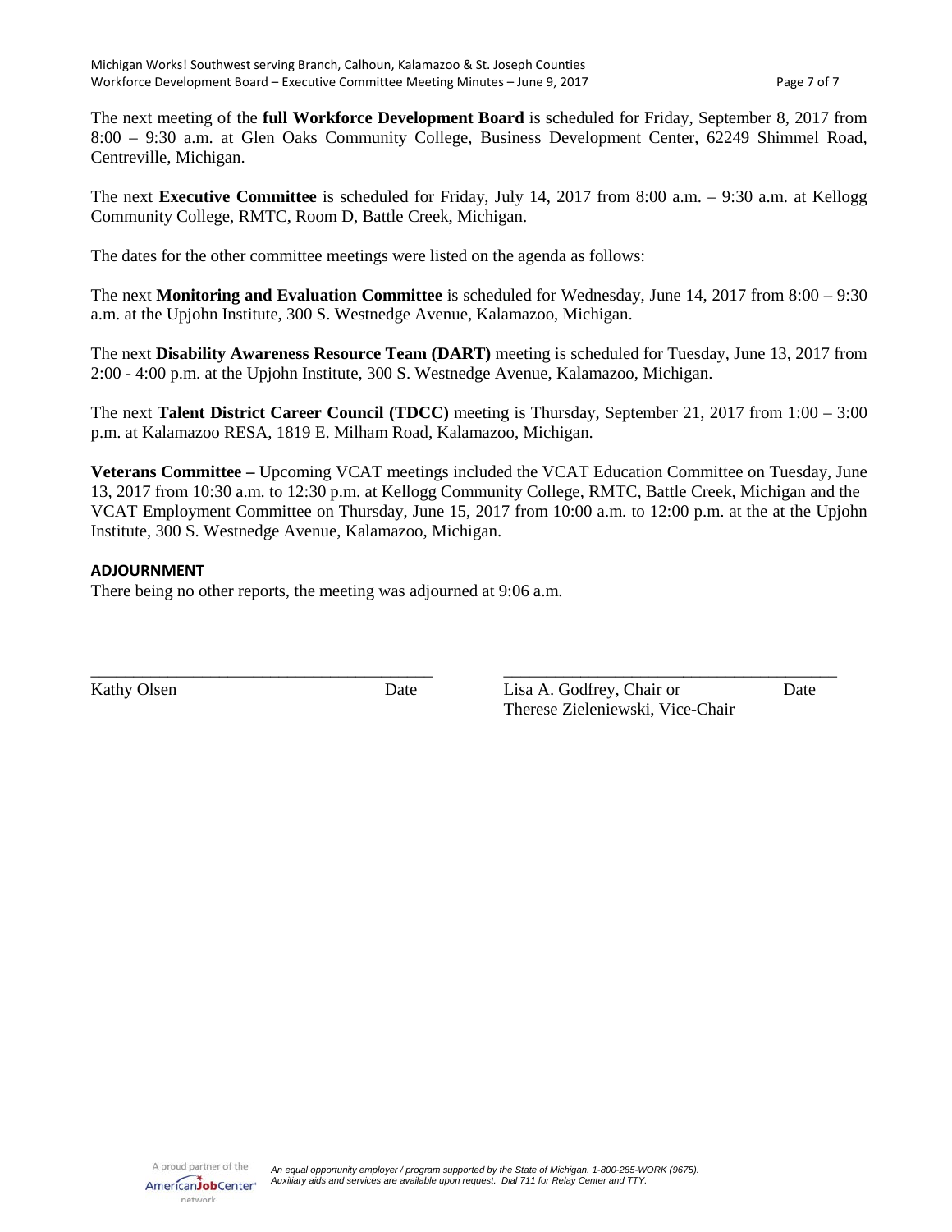The next meeting of the **full Workforce Development Board** is scheduled for Friday, September 8, 2017 from 8:00 – 9:30 a.m. at Glen Oaks Community College, Business Development Center, 62249 Shimmel Road, Centreville, Michigan.

The next **Executive Committee** is scheduled for Friday, July 14, 2017 from 8:00 a.m. – 9:30 a.m. at Kellogg Community College, RMTC, Room D, Battle Creek, Michigan.

The dates for the other committee meetings were listed on the agenda as follows:

The next **Monitoring and Evaluation Committee** is scheduled for Wednesday, June 14, 2017 from 8:00 – 9:30 a.m. at the Upjohn Institute, 300 S. Westnedge Avenue, Kalamazoo, Michigan.

The next **Disability Awareness Resource Team (DART)** meeting is scheduled for Tuesday, June 13, 2017 from 2:00 - 4:00 p.m. at the Upjohn Institute, 300 S. Westnedge Avenue, Kalamazoo, Michigan.

The next **Talent District Career Council (TDCC)** meeting is Thursday, September 21, 2017 from 1:00 – 3:00 p.m. at Kalamazoo RESA, 1819 E. Milham Road, Kalamazoo, Michigan.

**Veterans Committee –** Upcoming VCAT meetings included the VCAT Education Committee on Tuesday, June 13, 2017 from 10:30 a.m. to 12:30 p.m. at Kellogg Community College, RMTC, Battle Creek, Michigan and the VCAT Employment Committee on Thursday, June 15, 2017 from 10:00 a.m. to 12:00 p.m. at the at the Upjohn Institute, 300 S. Westnedge Avenue, Kalamazoo, Michigan.

## ADJOURNMENT

There being no other reports, the meeting was adjourned at 9:06 a.m.

\_\_\_\_\_\_\_\_\_\_\_\_\_\_\_\_\_\_\_\_\_\_\_\_\_\_\_\_\_\_\_\_\_\_\_\_\_\_\_\_
Kathy Olsen  Date

\_\_\_\_\_\_\_\_\_\_\_\_\_\_\_\_\_\_\_\_\_\_\_\_\_\_\_\_\_\_\_\_\_\_\_\_\_\_\_\_
Lisa A. Godfrey, Chair or  Date
Therese Zieleniewski, Vice-Chair

A proud partner of the AmericanJobCenter network

*An equal opportunity employer / program supported by the State of Michigan. 1-800-285-WORK (9675). Auxiliary aids and services are available upon request. Dial 711 for Relay Center and TTY.*